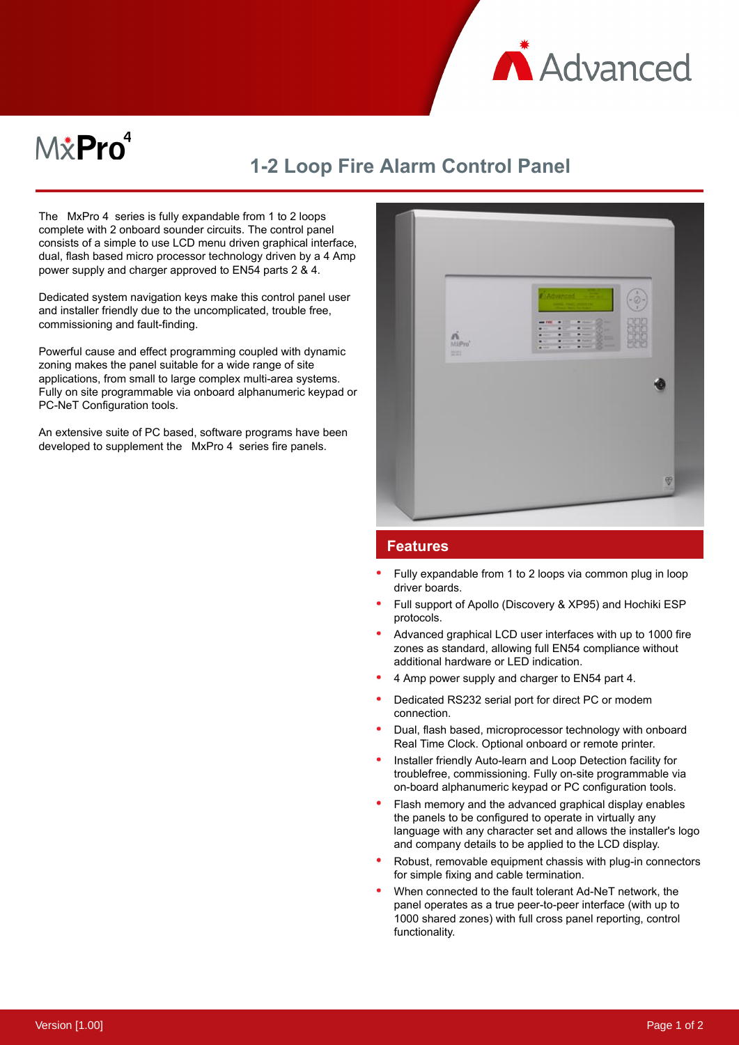# MxPro 4

## 1-2 Loop Fire Alarm Control Panel

The MxPro 4 series is fully expandable from 1 to 2 loops complete with 2 onboard sounder circuits. The control panel consists of a simple to use LCD menu driven graphical interface, dual, flash based micro processor technology driven by a 4 Amp power supply and charger approved to EN54 parts 2 & 4.

Dedicated system navigation keys make this control panel user and installer friendly due to the uncomplicated, trouble free, commissioning and fault-finding.

Powerful cause and effect programming coupled with dynamic zoning makes the panel suitable for a wide range of site applications, from small to large complex multi-area systems. Fully on site programmable via onboard alphanumeric keypad or PC-NeT Configuration tools.

An extensive suite of PC based, software programs have been developed to supplement the MxPro 4 series fire panels.

## Features

- Fully expandable from 1 to 2 loops via common plug in loop driver boards.
- Full support of Apollo (Discovery & XP95) and Hochiki ESP protocols.
- Advanced graphical LCD user interfaces with up to 1000 fire zones as standard, allowing full EN54 compliance without additional hardware or LED indication.
- 4 Amp power supply and charger to EN54 part 4.
- Dedicated RS232 serial port for direct PC or modem connection.
- Dual, flash based, microprocessor technology with onboard Real Time Clock. Optional onboard or remote printer.
- Installer friendly Auto-learn and Loop Detection facility for troublefree, commissioning. Fully on-site programmable via on-board alphanumeric keypad or PC configuration tools.
- Flash memory and the advanced graphical display enables the panels to be configured to operate in virtually any language with any character set and allows the installer's logo and company details to be applied to the LCD display.
- Robust, removable equipment chassis with plug-in connectors for simple fixing and cable termination.
- When connected to the fault tolerant Ad-NeT network, the panel operates as a true peer-to-peer interface (with up to 1000 shared zones) with full cross panel reporting, control functionality.

Version [1.00]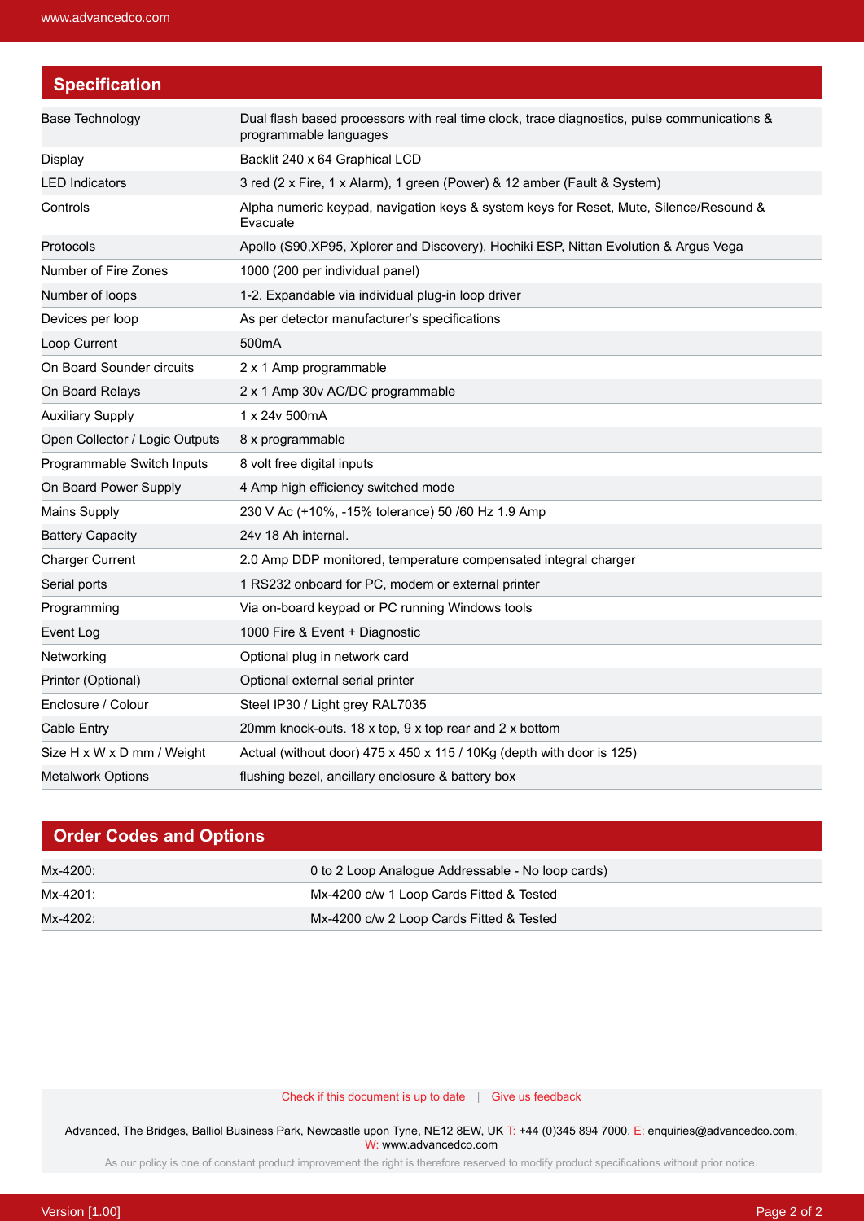## Specification

| | |
|---|---|
| Base Technology | Dual flash based processors with real time clock, trace diagnostics, pulse communications & programmable languages |
| Display | Backlit 240 x 64 Graphical LCD |
| LED Indicators | 3 red (2 x Fire, 1 x Alarm), 1 green (Power) & 12 amber (Fault & System) |
| Controls | Alpha numeric keypad, navigation keys & system keys for Reset, Mute, Silence/Resound & Evacuate |
| Protocols | Apollo (S90,XP95, Xplorer and Discovery), Hochiki ESP, Nittan Evolution & Argus Vega |
| Number of Fire Zones | 1000 (200 per individual panel) |
| Number of loops | 1-2. Expandable via individual plug-in loop driver |
| Devices per loop | As per detector manufacturer's specifications |
| Loop Current | 500mA |
| On Board Sounder circuits | 2 x 1 Amp programmable |
| On Board Relays | 2 x 1 Amp 30v AC/DC programmable |
| Auxiliary Supply | 1 x 24v 500mA |
| Open Collector / Logic Outputs | 8 x programmable |
| Programmable Switch Inputs | 8 volt free digital inputs |
| On Board Power Supply | 4 Amp high efficiency switched mode |
| Mains Supply | 230 V Ac (+10%, -15% tolerance) 50 /60 Hz 1.9 Amp |
| Battery Capacity | 24v 18 Ah internal. |
| Charger Current | 2.0 Amp DDP monitored, temperature compensated integral charger |
| Serial ports | 1 RS232 onboard for PC, modem or external printer |
| Programming | Via on-board keypad or PC running Windows tools |
| Event Log | 1000 Fire & Event + Diagnostic |
| Networking | Optional plug in network card |
| Printer (Optional) | Optional external serial printer |
| Enclosure / Colour | Steel IP30 / Light grey RAL7035 |
| Cable Entry | 20mm knock-outs. 18 x top, 9 x top rear and 2 x bottom |
| Size H x W x D mm / Weight | Actual (without door) 475 x 450 x 115 / 10Kg (depth with door is 125) |
| Metalwork Options | flushing bezel, ancillary enclosure & battery box |

## Order Codes and Options

| | |
|---|---|
| Mx-4200: | 0 to 2 Loop Analogue Addressable - No loop cards) |
| Mx-4201: | Mx-4200 c/w 1 Loop Cards Fitted & Tested |
| Mx-4202: | Mx-4200 c/w 2 Loop Cards Fitted & Tested |

Check if this document is up to date | Give us feedback

Advanced, The Bridges, Balliol Business Park, Newcastle upon Tyne, NE12 8EW, UK T: +44 (0)345 894 7000, E: enquiries@advancedco.com, W: www.advancedco.com

As our policy is one of constant product improvement the right is therefore reserved to modify product specifications without prior notice.

Version [1.00]